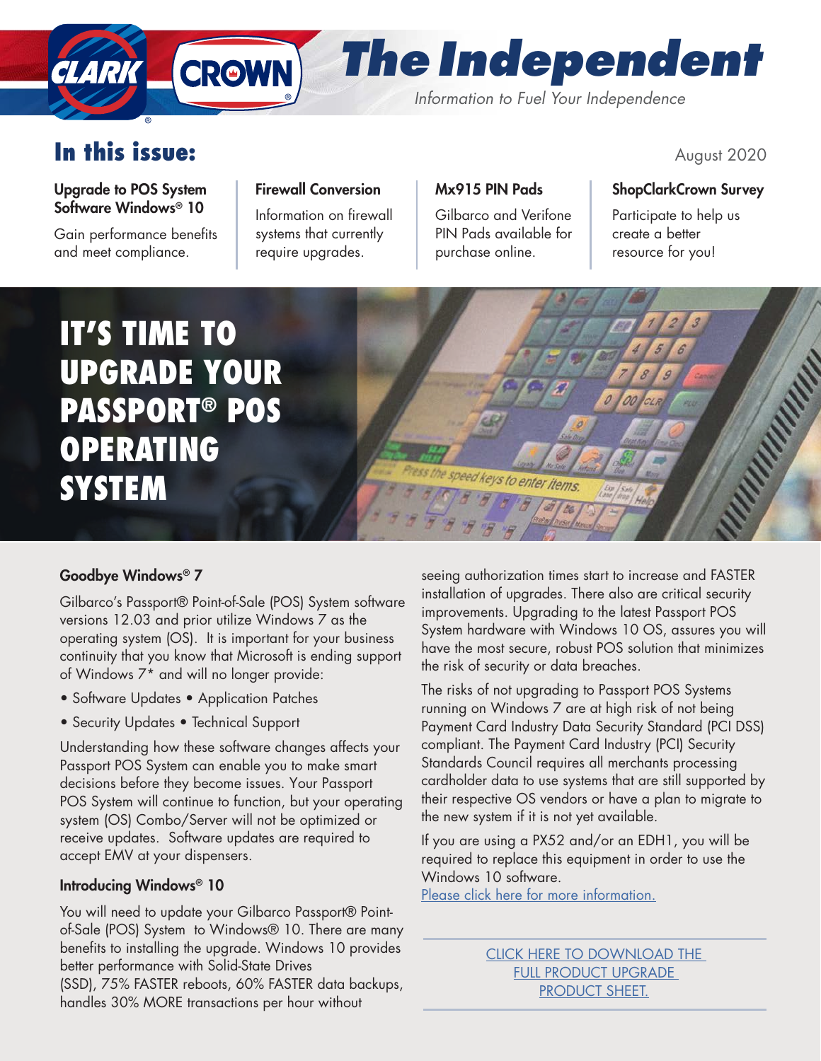# The Independent

*Information to Fuel Your Independence*

## In this issue:

August 2020

**Upgrade to POS System Software Windows® 10**

Gain performance benefits and meet compliance.

**Firewall Conversion**

Information on firewall systems that currently require upgrades.

**Mx915 PIN Pads**

Gilbarco and Verifone PIN Pads available for purchase online.

**ShopClarkCrown Survey**

Participate to help us create a better resource for you!

# IT'S TIME TO UPGRADE YOUR PASSPORT® POS OPERATING SYSTEM

### Goodbye Windows® 7

Gilbarco's Passport® Point-of-Sale (POS) System software versions 12.03 and prior utilize Windows 7 as the operating system (OS). It is important for your business continuity that you know that Microsoft is ending support of Windows 7* and will no longer provide:

- Software Updates • Application Patches
- Security Updates • Technical Support

Understanding how these software changes affects your Passport POS System can enable you to make smart decisions before they become issues. Your Passport POS System will continue to function, but your operating system (OS) Combo/Server will not be optimized or receive updates. Software updates are required to accept EMV at your dispensers.

### Introducing Windows® 10

You will need to update your Gilbarco Passport® Point-of-Sale (POS) System to Windows® 10. There are many benefits to installing the upgrade. Windows 10 provides better performance with Solid-State Drives (SSD), 75% FASTER reboots, 60% FASTER data backups, handles 30% MORE transactions per hour without seeing authorization times start to increase and FASTER installation of upgrades. There also are critical security improvements. Upgrading to the latest Passport POS System hardware with Windows 10 OS, assures you will have the most secure, robust POS solution that minimizes the risk of security or data breaches.

The risks of not upgrading to Passport POS Systems running on Windows 7 are at high risk of not being Payment Card Industry Data Security Standard (PCI DSS) compliant. The Payment Card Industry (PCI) Security Standards Council requires all merchants processing cardholder data to use systems that are still supported by their respective OS vendors or have a plan to migrate to the new system if it is not yet available.

If you are using a PX52 and/or an EDH1, you will be required to replace this equipment in order to use the Windows 10 software.
Please click here for more information.

CLICK HERE TO DOWNLOAD THE FULL PRODUCT UPGRADE PRODUCT SHEET.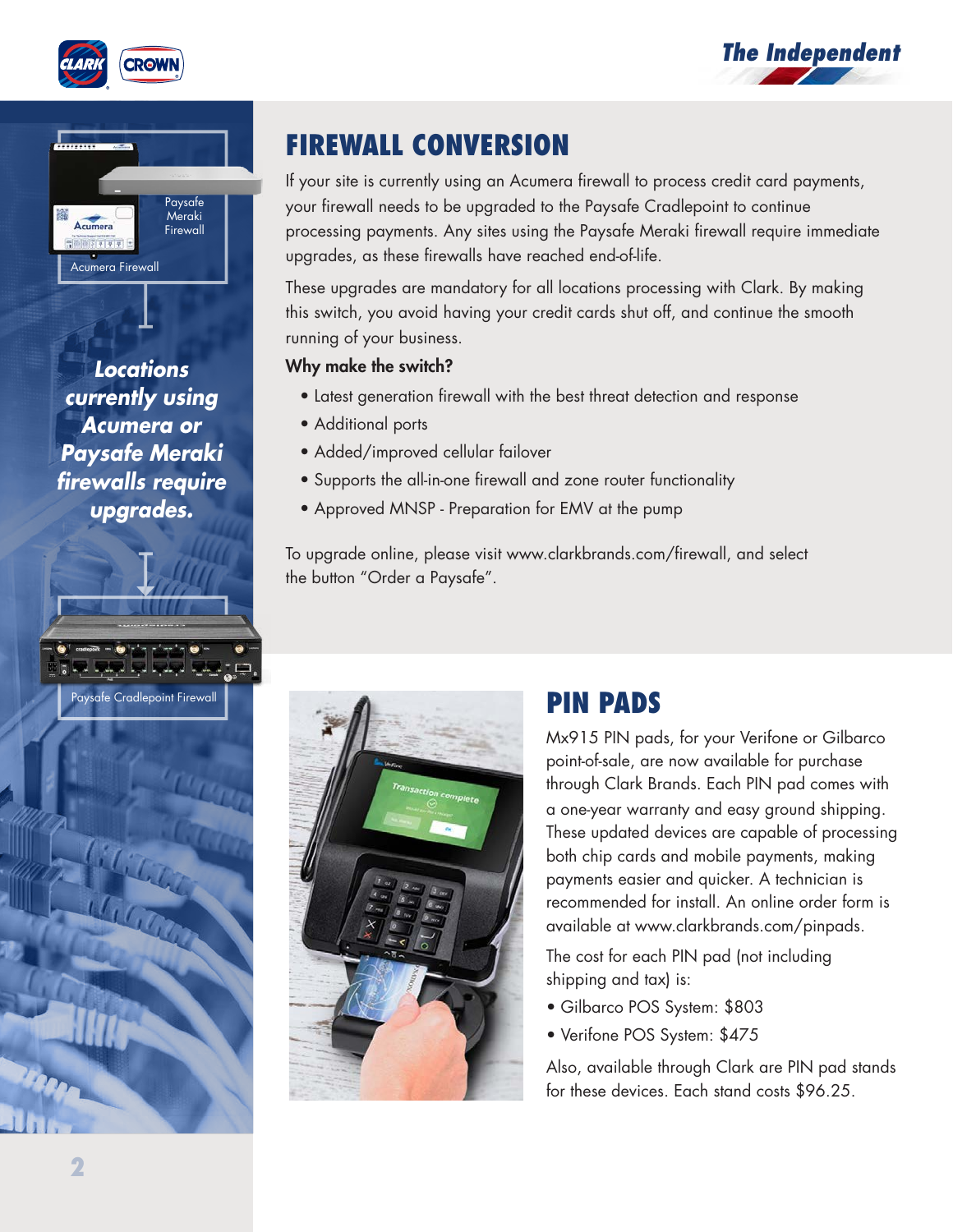## FIREWALL CONVERSION

If your site is currently using an Acumera firewall to process credit card payments, your firewall needs to be upgraded to the Paysafe Cradlepoint to continue processing payments. Any sites using the Paysafe Meraki firewall require immediate upgrades, as these firewalls have reached end-of-life.

These upgrades are mandatory for all locations processing with Clark. By making this switch, you avoid having your credit cards shut off, and continue the smooth running of your business.

**Why make the switch?**

- Latest generation firewall with the best threat detection and response
- Additional ports
- Added/improved cellular failover
- Supports the all-in-one firewall and zone router functionality
- Approved MNSP - Preparation for EMV at the pump

To upgrade online, please visit www.clarkbrands.com/firewall, and select the button "Order a Paysafe".

***Locations currently using Acumera or Paysafe Meraki firewalls require upgrades.***

Paysafe Meraki Firewall

Acumera Firewall

Paysafe Cradlepoint Firewall

## PIN PADS

Mx915 PIN pads, for your Verifone or Gilbarco point-of-sale, are now available for purchase through Clark Brands. Each PIN pad comes with a one-year warranty and easy ground shipping. These updated devices are capable of processing both chip cards and mobile payments, making payments easier and quicker. A technician is recommended for install. An online order form is available at www.clarkbrands.com/pinpads.

The cost for each PIN pad (not including shipping and tax) is:

- Gilbarco POS System: $803
- Verifone POS System: $475

Also, available through Clark are PIN pad stands for these devices. Each stand costs $96.25.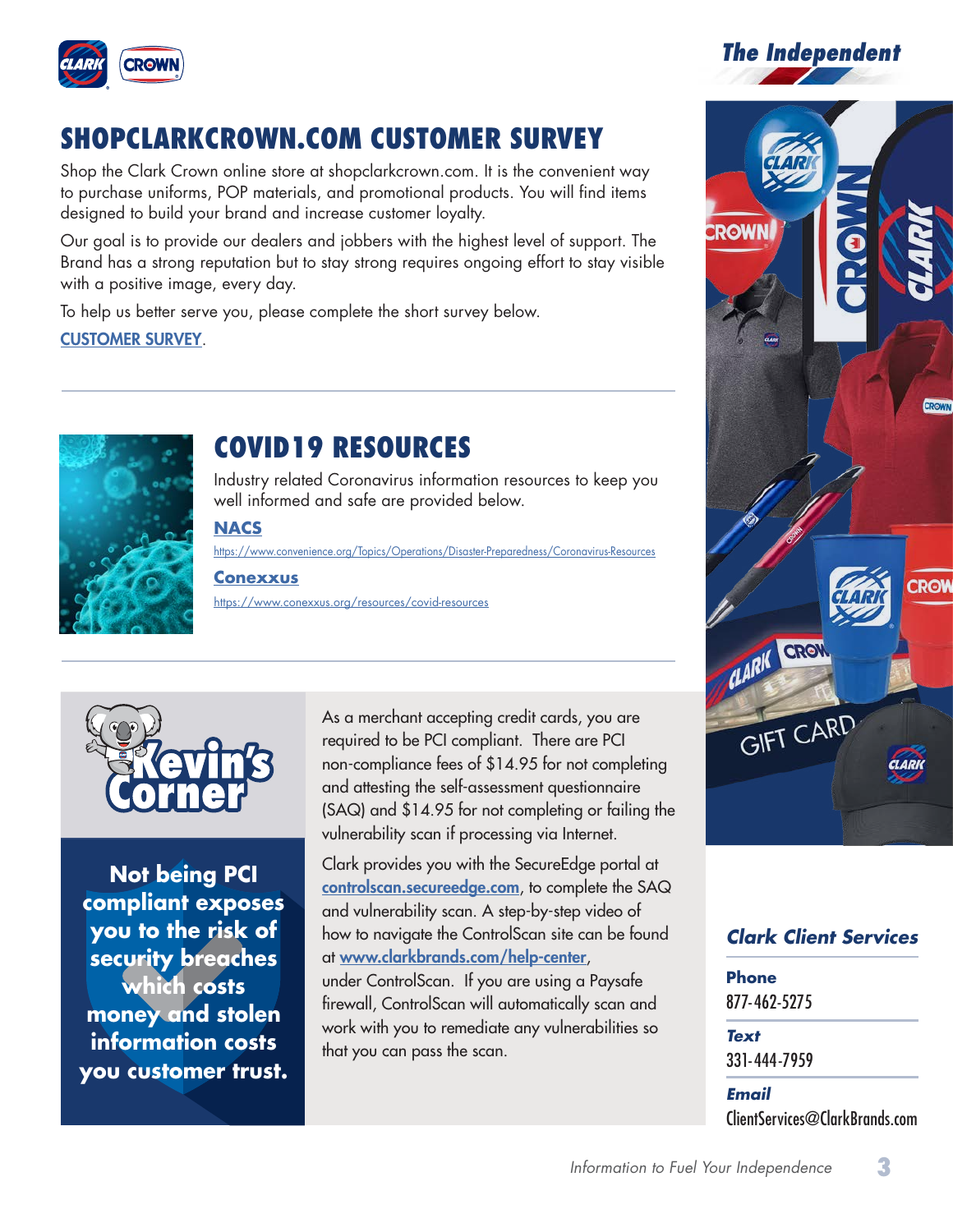## SHOPCLARKCROWN.COM CUSTOMER SURVEY

Shop the Clark Crown online store at shopclarkcrown.com. It is the convenient way to purchase uniforms, POP materials, and promotional products. You will find items designed to build your brand and increase customer loyalty.

Our goal is to provide our dealers and jobbers with the highest level of support. The Brand has a strong reputation but to stay strong requires ongoing effort to stay visible with a positive image, every day.

To help us better serve you, please complete the short survey below.

CUSTOMER SURVEY.

## COVID19 RESOURCES

Industry related Coronavirus information resources to keep you well informed and safe are provided below.

**NACS**

https://www.convenience.org/Topics/Operations/Disaster-Preparedness/Coronavirus-Resources

**Conexxus**

https://www.conexxus.org/resources/covid-resources

## Kevin's Corner

**Not being PCI compliant exposes you to the risk of security breaches which costs money and stolen information costs you customer trust.**

As a merchant accepting credit cards, you are required to be PCI compliant. There are PCI non-compliance fees of $14.95 for not completing and attesting the self-assessment questionnaire (SAQ) and $14.95 for not completing or failing the vulnerability scan if processing via Internet.

Clark provides you with the SecureEdge portal at controlscan.secureedge.com, to complete the SAQ and vulnerability scan. A step-by-step video of how to navigate the ControlScan site can be found at www.clarkbrands.com/help-center, under ControlScan. If you are using a Paysafe firewall, ControlScan will automatically scan and work with you to remediate any vulnerabilities so that you can pass the scan.

### *Clark Client Services*

**Phone**
877-462-5275

***Text***
331-444-7959

***Email***
ClientServices@ClarkBrands.com